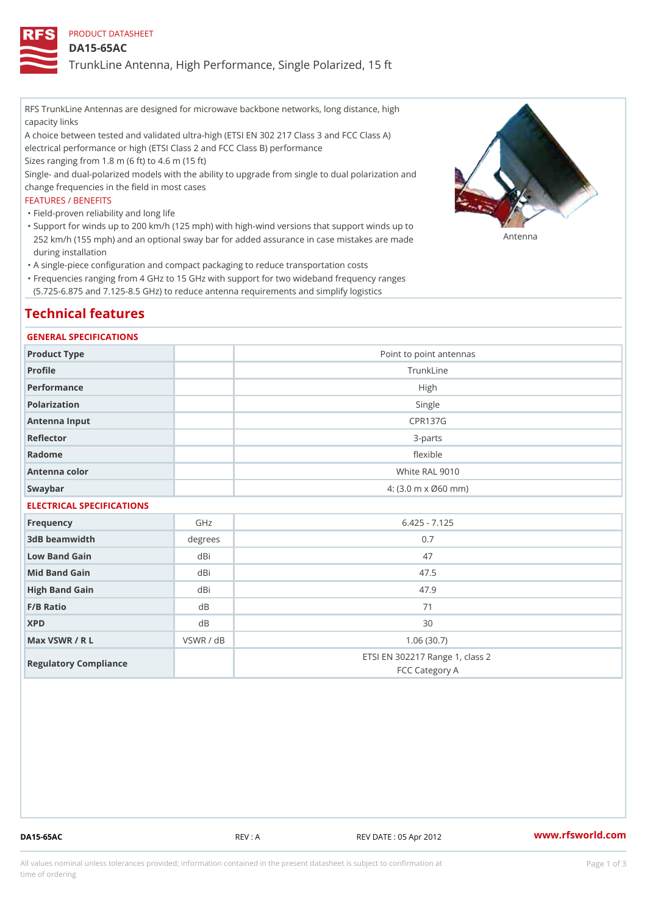PRODUCT DATASHEET

# DA15-65AC

## TrunkLine Antenna, High Performance, Single Polarized, 15 ft

RFS TrunkLine Antennas are designed for microwave backbone networks, long distance, high capacity links

A choice between tested and validated ultra-high (ETSI EN 302 217 Class 3 and FCC Class A) electrical performance or high (ETSI Class 2 and FCC Class B) performance

Sizes ranging from 1.8 m (6 ft) to 4.6 m (15 ft)

Single- and dual-polarized models with the ability to upgrade from single to dual polarization and change frequencies in the field in most cases

FEATURES / BENEFITS

- Field-proven reliability and long life
- Support for winds up to 200 km/h (125 mph) with high-wind versions that support winds up to 252 km/h (155 mph) and an optional sway bar for added assurance in case mistakes are made during installation
- A single-piece configuration and compact packaging to reduce transportation costs
- Frequencies ranging from 4 GHz to 15 GHz with support for two wideband frequency ranges (5.725-6.875 and 7.125-8.5 GHz) to reduce antenna requirements and simplify logistics

Antenna

## Technical features

### GENERAL SPECIFICATIONS

| | | |
|---|---|---|
| Product Type | | Point to point antennas |
| Profile | | TrunkLine |
| Performance | | High |
| Polarization | | Single |
| Antenna Input | | CPR137G |
| Reflector | | 3-parts |
| Radome | | flexible |
| Antenna color | | White RAL 9010 |
| Swaybar | | 4: (3.0 m x Ø60 mm) |

### ELECTRICAL SPECIFICATIONS

| | | |
|---|---|---|
| Frequency | GHz | 6.425 - 7.125 |
| 3dB beamwidth | degrees | 0.7 |
| Low Band Gain | dBi | 47 |
| Mid Band Gain | dBi | 47.5 |
| High Band Gain | dBi | 47.9 |
| F/B Ratio | dB | 71 |
| XPD | dB | 30 |
| Max VSWR / R L | VSWR / dB | 1.06 (30.7) |
| Regulatory Compliance | | ETSI EN 302217 Range 1, class 2<br>FCC Category A |

DA15-65AC REV : A REV DATE : 05 Apr 2012 www.rfsworld.com

All values nominal unless tolerances provided; information contained in the present datasheet is subject to confirmation at time of ordering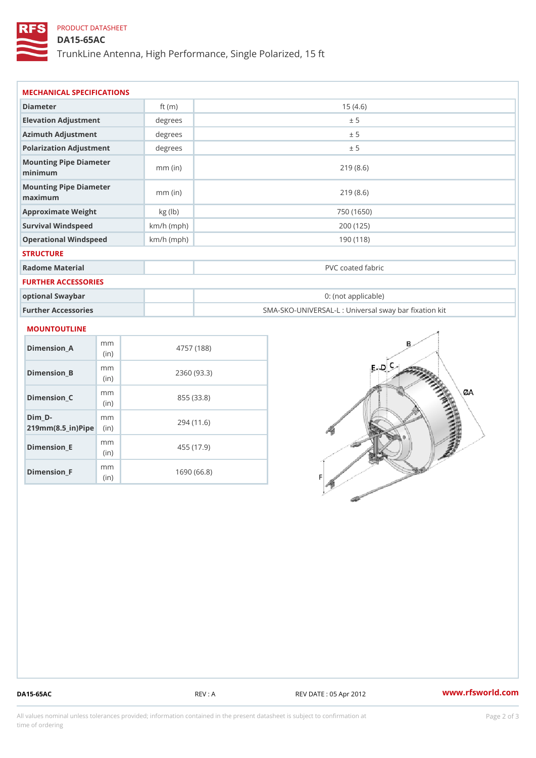PRODUCT DATASHEET

# DA15-65AC

TrunkLine Antenna, High Performance, Single Polarized, 15 ft

## MECHANICAL SPECIFICATIONS

| | | |
|---|---|---|
| Diameter | ft (m) | 15 (4.6) |
| Elevation Adjustment | degrees | ± 5 |
| Azimuth Adjustment | degrees | ± 5 |
| Polarization Adjustment | degrees | ± 5 |
| Mounting Pipe Diameter minimum | mm (in) | 219 (8.6) |
| Mounting Pipe Diameter maximum | mm (in) | 219 (8.6) |
| Approximate Weight | kg (lb) | 750 (1650) |
| Survival Windspeed | km/h (mph) | 200 (125) |
| Operational Windspeed | km/h (mph) | 190 (118) |

## STRUCTURE

| | | |
|---|---|---|
| Radome Material | | PVC coated fabric |

## FURTHER ACCESSORIES

| | | |
|---|---|---|
| optional Swaybar | | 0: (not applicable) |
| Further Accessories | | SMA-SKO-UNIVERSAL-L : Universal sway bar fixation kit |

## MOUNTOUTLINE

| | | |
|---|---|---|
| Dimension_A | mm (in) | 4757 (188) |
| Dimension_B | mm (in) | 2360 (93.3) |
| Dimension_C | mm (in) | 855 (33.8) |
| Dim_D-219mm(8.5_in)Pipe | mm (in) | 294 (11.6) |
| Dimension_E | mm (in) | 455 (17.9) |
| Dimension_F | mm (in) | 1690 (66.8) |

DA15-65AC REV : A REV DATE : 05 Apr 2012 www.rfsworld.com

All values nominal unless tolerances provided; information contained in the present datasheet is subject to confirmation at time of ordering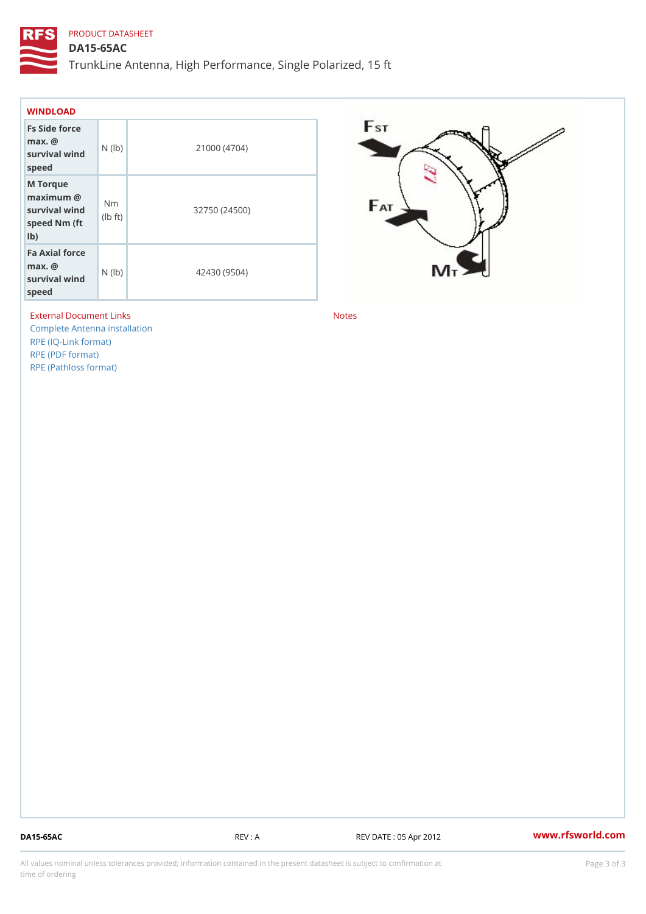PRODUCT DATASHEET

# DA15-65AC

TrunkLine Antenna, High Performance, Single Polarized, 15 ft

## WINDLOAD

| | | |
|---|---|---|
| Fs Side force max. @ survival wind speed | N (lb) | 21000 (4704) |
| M Torque maximum @ survival wind speed Nm (ft lb) | Nm (lb ft) | 32750 (24500) |
| Fa Axial force max. @ survival wind speed | N (lb) | 42430 (9504) |

FST

FAT

MT

External Document Links

Complete Antenna installation

RPE (IQ-Link format)

RPE (PDF format)

RPE (Pathloss format)

Notes

DA15-65AC REV : A REV DATE : 05 Apr 2012 www.rfsworld.com

All values nominal unless tolerances provided; information contained in the present datasheet is subject to confirmation at time of ordering